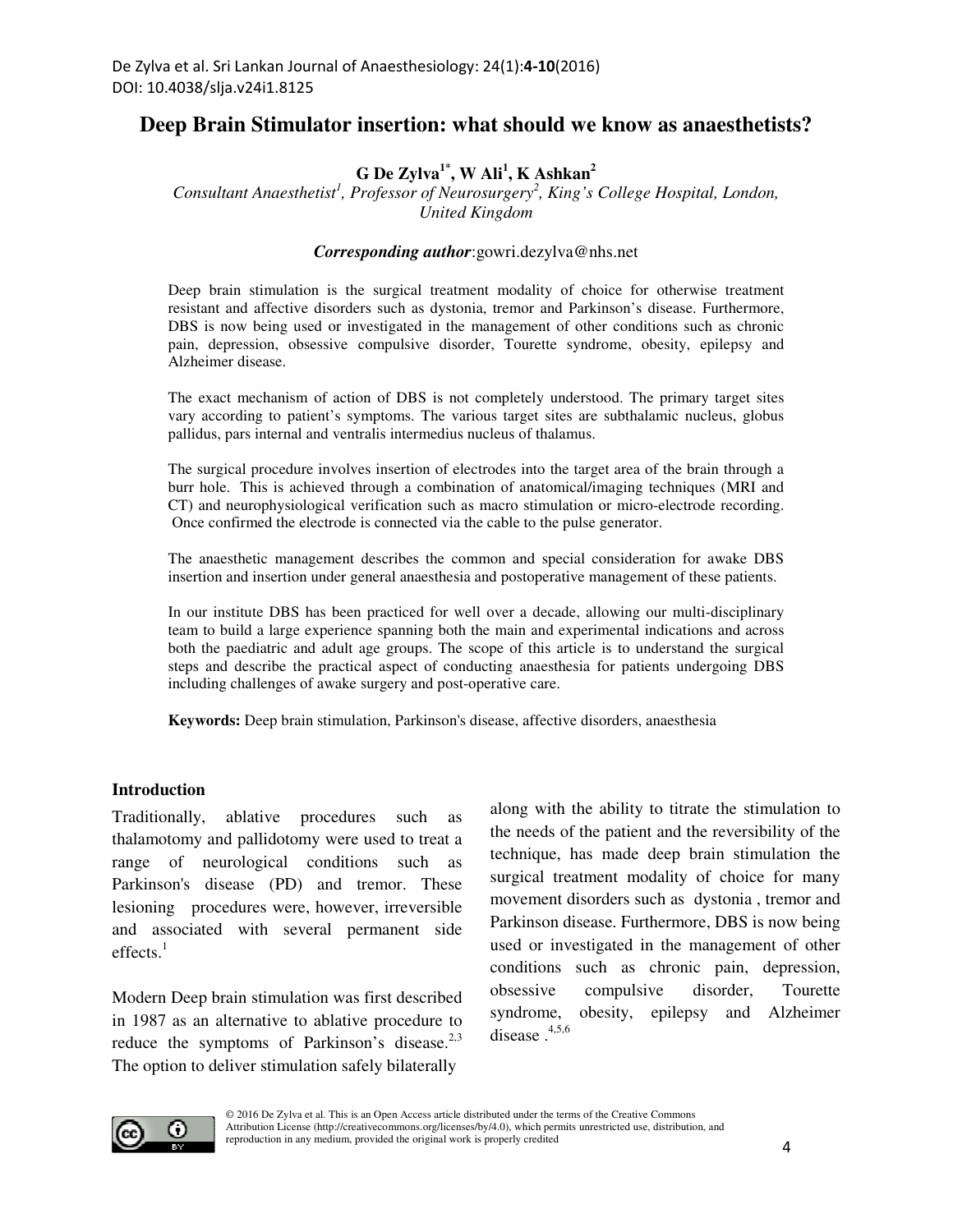# Deep Brain Stimulator insertion: what should we know as anaesthetists?

**G De Zylva[1*], W Ali[1], K Ashkan[2]**

*Consultant Anaesthetist[1], Professor of Neurosurgery[2], King's College Hospital, London, United Kingdom*

***Corresponding author***:gowri.dezylva@nhs.net

Deep brain stimulation is the surgical treatment modality of choice for otherwise treatment resistant and affective disorders such as dystonia, tremor and Parkinson's disease. Furthermore, DBS is now being used or investigated in the management of other conditions such as chronic pain, depression, obsessive compulsive disorder, Tourette syndrome, obesity, epilepsy and Alzheimer disease.

The exact mechanism of action of DBS is not completely understood. The primary target sites vary according to patient's symptoms. The various target sites are subthalamic nucleus, globus pallidus, pars internal and ventralis intermedius nucleus of thalamus.

The surgical procedure involves insertion of electrodes into the target area of the brain through a burr hole. This is achieved through a combination of anatomical/imaging techniques (MRI and CT) and neurophysiological verification such as macro stimulation or micro-electrode recording. Once confirmed the electrode is connected via the cable to the pulse generator.

The anaesthetic management describes the common and special consideration for awake DBS insertion and insertion under general anaesthesia and postoperative management of these patients.

In our institute DBS has been practiced for well over a decade, allowing our multi-disciplinary team to build a large experience spanning both the main and experimental indications and across both the paediatric and adult age groups. The scope of this article is to understand the surgical steps and describe the practical aspect of conducting anaesthesia for patients undergoing DBS including challenges of awake surgery and post-operative care.

**Keywords:** Deep brain stimulation, Parkinson's disease, affective disorders, anaesthesia

## Introduction

Traditionally, ablative procedures such as thalamotomy and pallidotomy were used to treat a range of neurological conditions such as Parkinson's disease (PD) and tremor. These lesioning procedures were, however, irreversible and associated with several permanent side effects.[1]

Modern Deep brain stimulation was first described in 1987 as an alternative to ablative procedure to reduce the symptoms of Parkinson's disease.[2,3] The option to deliver stimulation safely bilaterally along with the ability to titrate the stimulation to the needs of the patient and the reversibility of the technique, has made deep brain stimulation the surgical treatment modality of choice for many movement disorders such as dystonia , tremor and Parkinson disease. Furthermore, DBS is now being used or investigated in the management of other conditions such as chronic pain, depression, obsessive compulsive disorder, Tourette syndrome, obesity, epilepsy and Alzheimer disease .[4,5,6]

© 2016 De Zylva et al. This is an Open Access article distributed under the terms of the Creative Commons Attribution License (http://creativecommons.org/licenses/by/4.0), which permits unrestricted use, distribution, and reproduction in any medium, provided the original work is properly credited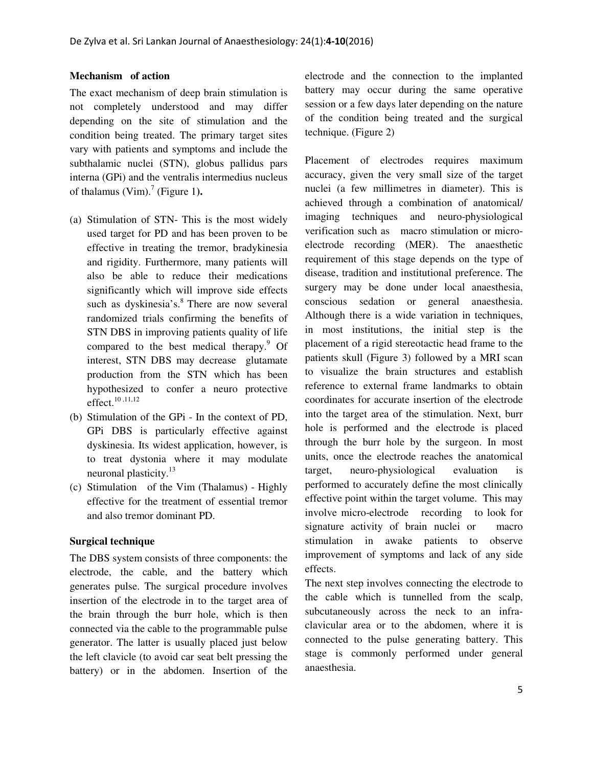**Mechanism of action**

The exact mechanism of deep brain stimulation is not completely understood and may differ depending on the site of stimulation and the condition being treated. The primary target sites vary with patients and symptoms and include the subthalamic nuclei (STN), globus pallidus pars interna (GPi) and the ventralis intermedius nucleus of thalamus (Vim).[7] (Figure 1**).**

(a) Stimulation of STN- This is the most widely used target for PD and has been proven to be effective in treating the tremor, bradykinesia and rigidity. Furthermore, many patients will also be able to reduce their medications significantly which will improve side effects such as dyskinesia's.[8] There are now several randomized trials confirming the benefits of STN DBS in improving patients quality of life compared to the best medical therapy.[9] Of interest, STN DBS may decrease glutamate production from the STN which has been hypothesized to confer a neuro protective effect.[10,11,12]

(b) Stimulation of the GPi - In the context of PD, GPi DBS is particularly effective against dyskinesia. Its widest application, however, is to treat dystonia where it may modulate neuronal plasticity.[13]

(c) Stimulation of the Vim (Thalamus) - Highly effective for the treatment of essential tremor and also tremor dominant PD.

**Surgical technique**

The DBS system consists of three components: the electrode, the cable, and the battery which generates pulse. The surgical procedure involves insertion of the electrode in to the target area of the brain through the burr hole, which is then connected via the cable to the programmable pulse generator. The latter is usually placed just below the left clavicle (to avoid car seat belt pressing the battery) or in the abdomen. Insertion of the electrode and the connection to the implanted battery may occur during the same operative session or a few days later depending on the nature of the condition being treated and the surgical technique. (Figure 2)

Placement of electrodes requires maximum accuracy, given the very small size of the target nuclei (a few millimetres in diameter). This is achieved through a combination of anatomical/ imaging techniques and neuro-physiological verification such as macro stimulation or micro-electrode recording (MER). The anaesthetic requirement of this stage depends on the type of disease, tradition and institutional preference. The surgery may be done under local anaesthesia, conscious sedation or general anaesthesia. Although there is a wide variation in techniques, in most institutions, the initial step is the placement of a rigid stereotactic head frame to the patients skull (Figure 3) followed by a MRI scan to visualize the brain structures and establish reference to external frame landmarks to obtain coordinates for accurate insertion of the electrode into the target area of the stimulation. Next, burr hole is performed and the electrode is placed through the burr hole by the surgeon. In most units, once the electrode reaches the anatomical target, neuro-physiological evaluation is performed to accurately define the most clinically effective point within the target volume. This may involve micro-electrode recording to look for signature activity of brain nuclei or macro stimulation in awake patients to observe improvement of symptoms and lack of any side effects.

The next step involves connecting the electrode to the cable which is tunnelled from the scalp, subcutaneously across the neck to an infra-clavicular area or to the abdomen, where it is connected to the pulse generating battery. This stage is commonly performed under general anaesthesia.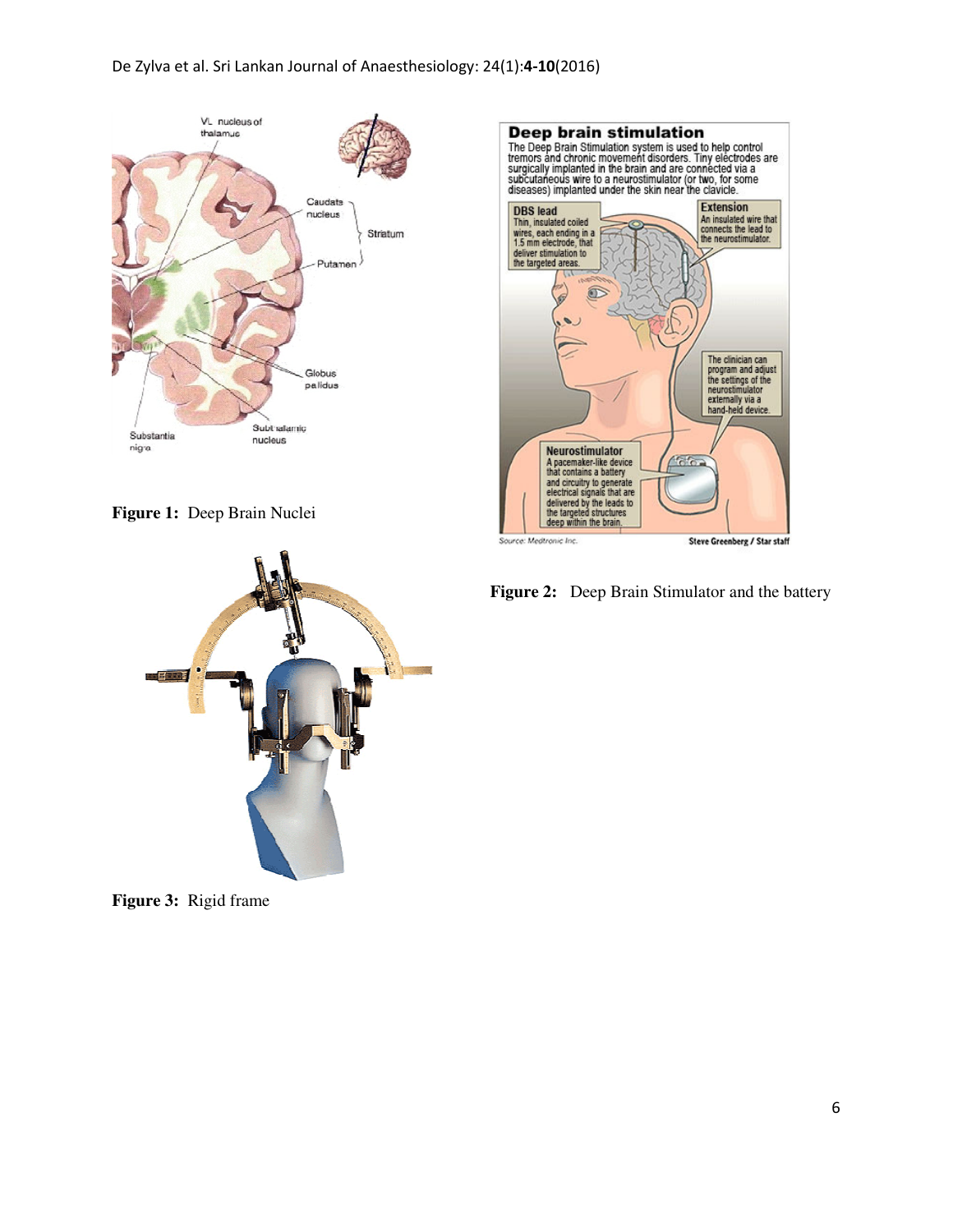Figure 1: Deep Brain Nuclei

Figure 2: Deep Brain Stimulator and the battery

Figure 3: Rigid frame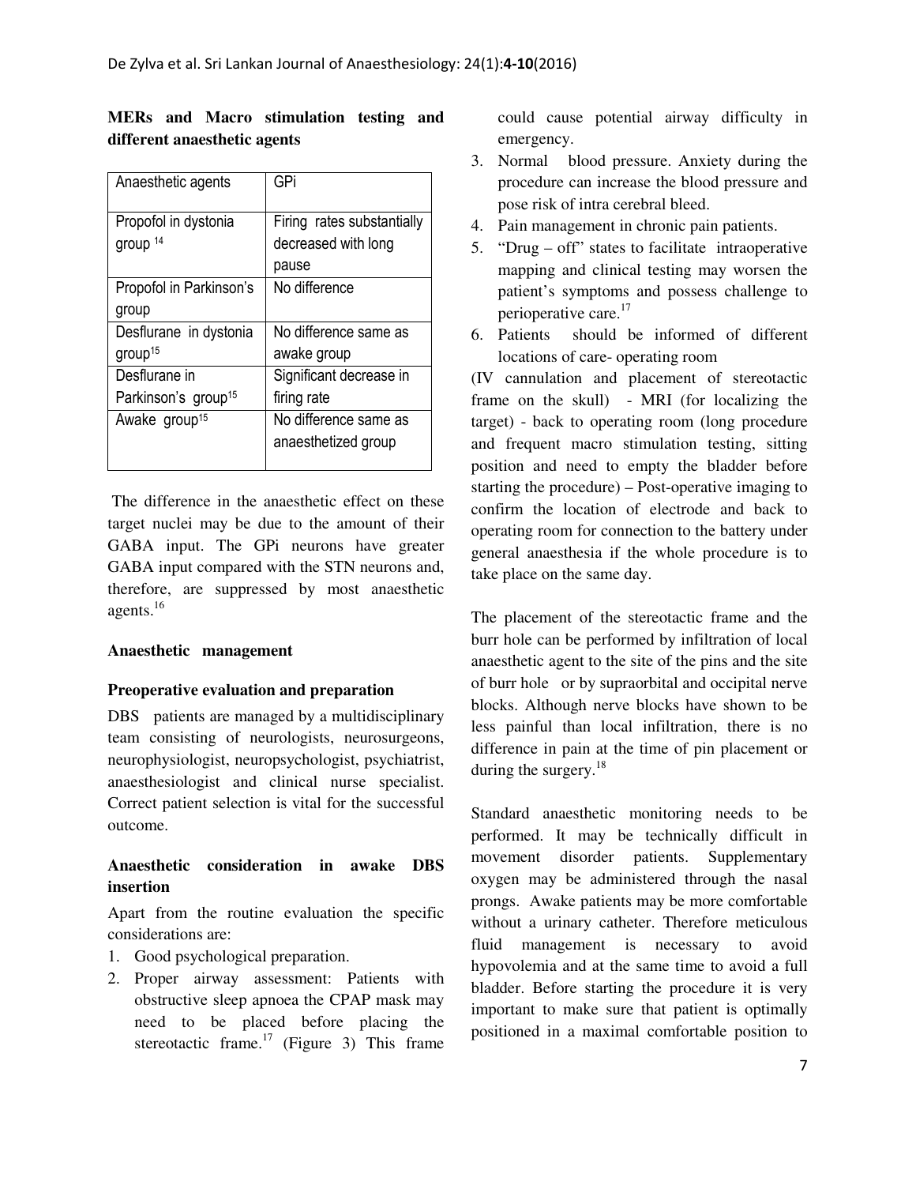**MERs and Macro stimulation testing and different anaesthetic agents**

| Anaesthetic agents | GPi |
|---|---|
| Propofol in dystonia group [14] | Firing rates substantially decreased with long pause |
| Propofol in Parkinson's group | No difference |
| Desflurane in dystonia group[15] | No difference same as awake group |
| Desflurane in Parkinson's group[15] | Significant decrease in firing rate |
| Awake group[15] | No difference same as anaesthetized group |

The difference in the anaesthetic effect on these target nuclei may be due to the amount of their GABA input. The GPi neurons have greater GABA input compared with the STN neurons and, therefore, are suppressed by most anaesthetic agents.[16]

**Anaesthetic management**

**Preoperative evaluation and preparation**

DBS patients are managed by a multidisciplinary team consisting of neurologists, neurosurgeons, neurophysiologist, neuropsychologist, psychiatrist, anaesthesiologist and clinical nurse specialist. Correct patient selection is vital for the successful outcome.

**Anaesthetic consideration in awake DBS insertion**

Apart from the routine evaluation the specific considerations are:

1. Good psychological preparation.
2. Proper airway assessment: Patients with obstructive sleep apnoea the CPAP mask may need to be placed before placing the stereotactic frame.[17] (Figure 3) This frame could cause potential airway difficulty in emergency.
3. Normal blood pressure. Anxiety during the procedure can increase the blood pressure and pose risk of intra cerebral bleed.
4. Pain management in chronic pain patients.
5. "Drug – off" states to facilitate intraoperative mapping and clinical testing may worsen the patient's symptoms and possess challenge to perioperative care.[17]
6. Patients should be informed of different locations of care- operating room

(IV cannulation and placement of stereotactic frame on the skull) - MRI (for localizing the target) - back to operating room (long procedure and frequent macro stimulation testing, sitting position and need to empty the bladder before starting the procedure) – Post-operative imaging to confirm the location of electrode and back to operating room for connection to the battery under general anaesthesia if the whole procedure is to take place on the same day.

The placement of the stereotactic frame and the burr hole can be performed by infiltration of local anaesthetic agent to the site of the pins and the site of burr hole or by supraorbital and occipital nerve blocks. Although nerve blocks have shown to be less painful than local infiltration, there is no difference in pain at the time of pin placement or during the surgery.[18]

Standard anaesthetic monitoring needs to be performed. It may be technically difficult in movement disorder patients. Supplementary oxygen may be administered through the nasal prongs. Awake patients may be more comfortable without a urinary catheter. Therefore meticulous fluid management is necessary to avoid hypovolemia and at the same time to avoid a full bladder. Before starting the procedure it is very important to make sure that patient is optimally positioned in a maximal comfortable position to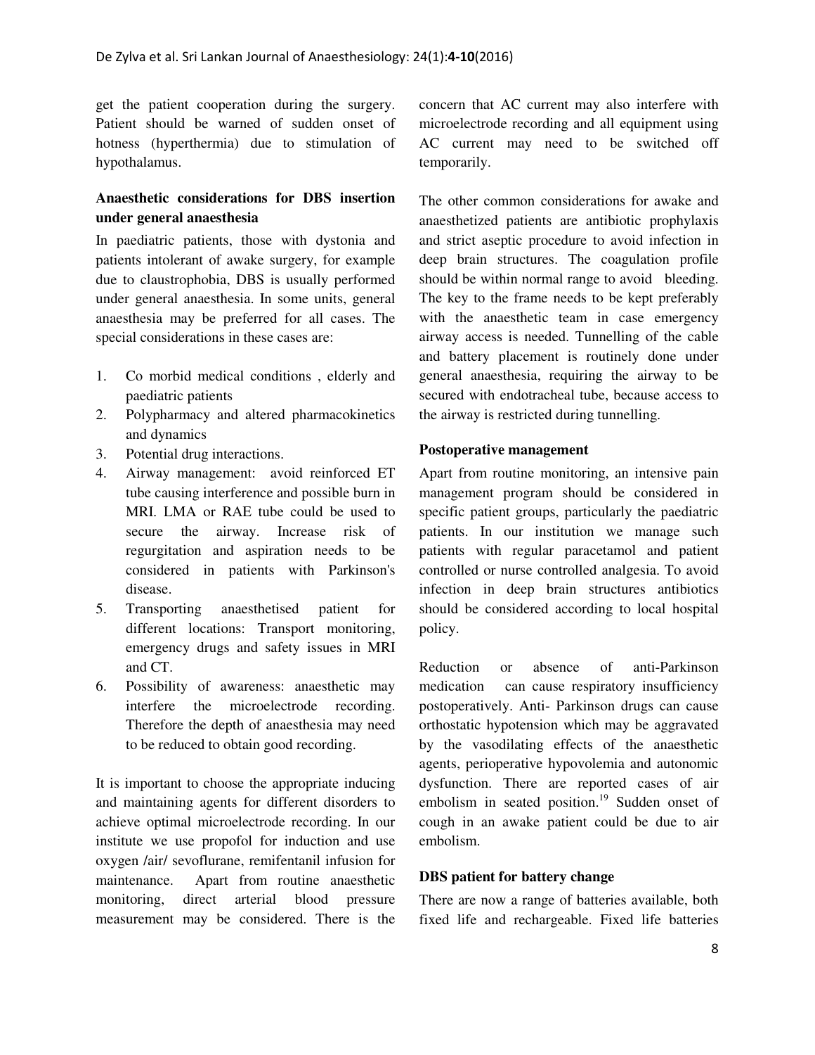get the patient cooperation during the surgery. Patient should be warned of sudden onset of hotness (hyperthermia) due to stimulation of hypothalamus.

**Anaesthetic considerations for DBS insertion under general anaesthesia**

In paediatric patients, those with dystonia and patients intolerant of awake surgery, for example due to claustrophobia, DBS is usually performed under general anaesthesia. In some units, general anaesthesia may be preferred for all cases. The special considerations in these cases are:

1. Co morbid medical conditions , elderly and paediatric patients
2. Polypharmacy and altered pharmacokinetics and dynamics
3. Potential drug interactions.
4. Airway management: avoid reinforced ET tube causing interference and possible burn in MRI. LMA or RAE tube could be used to secure the airway. Increase risk of regurgitation and aspiration needs to be considered in patients with Parkinson's disease.
5. Transporting anaesthetised patient for different locations: Transport monitoring, emergency drugs and safety issues in MRI and CT.
6. Possibility of awareness: anaesthetic may interfere the microelectrode recording. Therefore the depth of anaesthesia may need to be reduced to obtain good recording.

It is important to choose the appropriate inducing and maintaining agents for different disorders to achieve optimal microelectrode recording. In our institute we use propofol for induction and use oxygen /air/ sevoflurane, remifentanil infusion for maintenance. Apart from routine anaesthetic monitoring, direct arterial blood pressure measurement may be considered. There is the concern that AC current may also interfere with microelectrode recording and all equipment using AC current may need to be switched off temporarily.

The other common considerations for awake and anaesthetized patients are antibiotic prophylaxis and strict aseptic procedure to avoid infection in deep brain structures. The coagulation profile should be within normal range to avoid bleeding. The key to the frame needs to be kept preferably with the anaesthetic team in case emergency airway access is needed. Tunnelling of the cable and battery placement is routinely done under general anaesthesia, requiring the airway to be secured with endotracheal tube, because access to the airway is restricted during tunnelling.

**Postoperative management**

Apart from routine monitoring, an intensive pain management program should be considered in specific patient groups, particularly the paediatric patients. In our institution we manage such patients with regular paracetamol and patient controlled or nurse controlled analgesia. To avoid infection in deep brain structures antibiotics should be considered according to local hospital policy.

Reduction or absence of anti-Parkinson medication can cause respiratory insufficiency postoperatively. Anti- Parkinson drugs can cause orthostatic hypotension which may be aggravated by the vasodilating effects of the anaesthetic agents, perioperative hypovolemia and autonomic dysfunction. There are reported cases of air embolism in seated position.[19] Sudden onset of cough in an awake patient could be due to air embolism.

**DBS patient for battery change**

There are now a range of batteries available, both fixed life and rechargeable. Fixed life batteries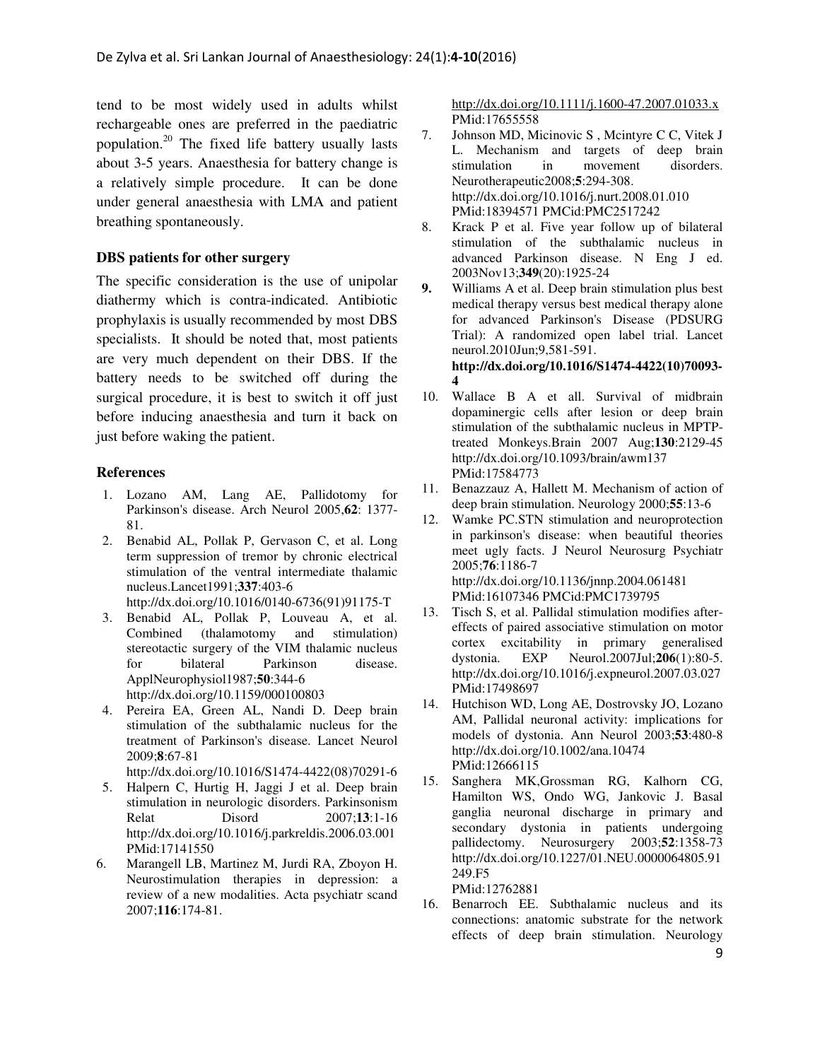tend to be most widely used in adults whilst rechargeable ones are preferred in the paediatric population.[20] The fixed life battery usually lasts about 3-5 years. Anaesthesia for battery change is a relatively simple procedure. It can be done under general anaesthesia with LMA and patient breathing spontaneously.

### DBS patients for other surgery

The specific consideration is the use of unipolar diathermy which is contra-indicated. Antibiotic prophylaxis is usually recommended by most DBS specialists. It should be noted that, most patients are very much dependent on their DBS. If the battery needs to be switched off during the surgical procedure, it is best to switch it off just before inducing anaesthesia and turn it back on just before waking the patient.

### References

1. Lozano AM, Lang AE, Pallidotomy for Parkinson's disease. Arch Neurol 2005,**62**: 1377-81.
2. Benabid AL, Pollak P, Gervason C, et al. Long term suppression of tremor by chronic electrical stimulation of the ventral intermediate thalamic nucleus.Lancet1991;**337**:403-6 http://dx.doi.org/10.1016/0140-6736(91)91175-T
3. Benabid AL, Pollak P, Louveau A, et al. Combined (thalamotomy and stimulation) stereotactic surgery of the VIM thalamic nucleus for bilateral Parkinson disease. ApplNeurophysiol1987;**50**:344-6 http://dx.doi.org/10.1159/000100803
4. Pereira EA, Green AL, Nandi D. Deep brain stimulation of the subthalamic nucleus for the treatment of Parkinson's disease. Lancet Neurol 2009;**8**:67-81 http://dx.doi.org/10.1016/S1474-4422(08)70291-6
5. Halpern C, Hurtig H, Jaggi J et al. Deep brain stimulation in neurologic disorders. Parkinsonism Relat Disord 2007;**13**:1-16 http://dx.doi.org/10.1016/j.parkreldis.2006.03.001 PMid:17141550
6. Marangell LB, Martinez M, Jurdi RA, Zboyon H. Neurostimulation therapies in depression: a review of a new modalities. Acta psychiatr scand 2007;**116**:174-81. http://dx.doi.org/10.1111/j.1600-47.2007.01033.x PMid:17655558
7. Johnson MD, Micinovic S , Mcintyre C C, Vitek J L. Mechanism and targets of deep brain stimulation in movement disorders. Neurotherapeutic2008;**5**:294-308. http://dx.doi.org/10.1016/j.nurt.2008.01.010 PMid:18394571 PMCid:PMC2517242
8. Krack P et al. Five year follow up of bilateral stimulation of the subthalamic nucleus in advanced Parkinson disease. N Eng J ed. 2003Nov13;**349**(20):1925-24
9. Williams A et al. Deep brain stimulation plus best medical therapy versus best medical therapy alone for advanced Parkinson's Disease (PDSURG Trial): A randomized open label trial. Lancet neurol.2010Jun;9,581-591. **http://dx.doi.org/10.1016/S1474-4422(10)70093-4**
10. Wallace B A et all. Survival of midbrain dopaminergic cells after lesion or deep brain stimulation of the subthalamic nucleus in MPTP-treated Monkeys.Brain 2007 Aug;**130**:2129-45 http://dx.doi.org/10.1093/brain/awm137 PMid:17584773
11. Benazzauz A, Hallett M. Mechanism of action of deep brain stimulation. Neurology 2000;**55**:13-6
12. Wamke PC.STN stimulation and neuroprotection in parkinson's disease: when beautiful theories meet ugly facts. J Neurol Neurosurg Psychiatr 2005;**76**:1186-7 http://dx.doi.org/10.1136/jnnp.2004.061481 PMid:16107346 PMCid:PMC1739795
13. Tisch S, et al. Pallidal stimulation modifies after-effects of paired associative stimulation on motor cortex excitability in primary generalised dystonia. EXP Neurol.2007Jul;**206**(1):80-5. http://dx.doi.org/10.1016/j.expneurol.2007.03.027 PMid:17498697
14. Hutchison WD, Long AE, Dostrovsky JO, Lozano AM, Pallidal neuronal activity: implications for models of dystonia. Ann Neurol 2003;**53**:480-8 http://dx.doi.org/10.1002/ana.10474 PMid:12666115
15. Sanghera MK,Grossman RG, Kalhorn CG, Hamilton WS, Ondo WG, Jankovic J. Basal ganglia neuronal discharge in primary and secondary dystonia in patients undergoing pallidectomy. Neurosurgery 2003;**52**:1358-73 http://dx.doi.org/10.1227/01.NEU.0000064805.91249.F5 PMid:12762881
16. Benarroch EE. Subthalamic nucleus and its connections: anatomic substrate for the network effects of deep brain stimulation. Neurology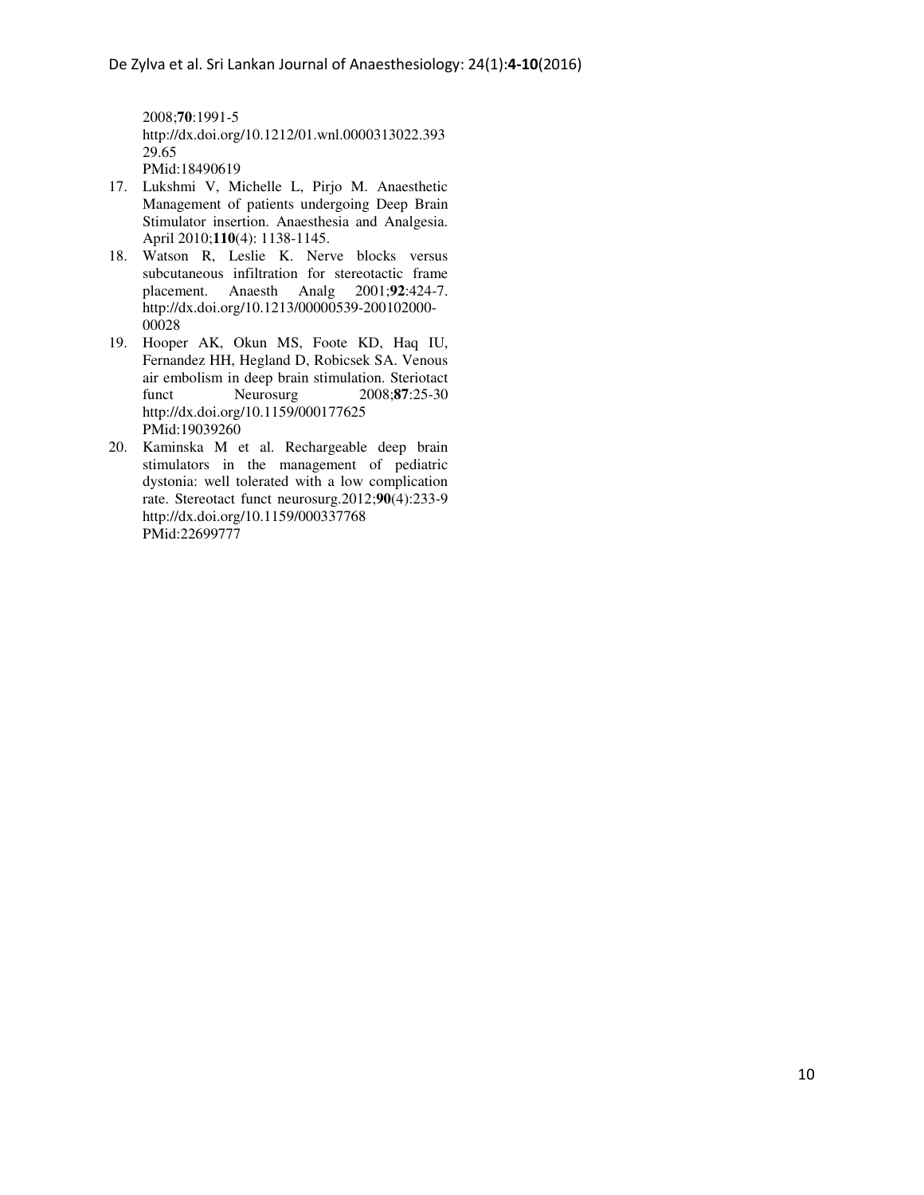2008;**70**:1991-5
http://dx.doi.org/10.1212/01.wnl.0000313022.39329.65
PMid:18490619

17. Lukshmi V, Michelle L, Pirjo M. Anaesthetic Management of patients undergoing Deep Brain Stimulator insertion. Anaesthesia and Analgesia. April 2010;**110**(4): 1138-1145.
18. Watson R, Leslie K. Nerve blocks versus subcutaneous infiltration for stereotactic frame placement. Anaesth Analg 2001;**92**:424-7. http://dx.doi.org/10.1213/00000539-200102000-00028
19. Hooper AK, Okun MS, Foote KD, Haq IU, Fernandez HH, Hegland D, Robicsek SA. Venous air embolism in deep brain stimulation. Steriotact funct Neurosurg 2008;**87**:25-30 http://dx.doi.org/10.1159/000177625 PMid:19039260
20. Kaminska M et al. Rechargeable deep brain stimulators in the management of pediatric dystonia: well tolerated with a low complication rate. Stereotact funct neurosurg.2012;**90**(4):233-9 http://dx.doi.org/10.1159/000337768 PMid:22699777